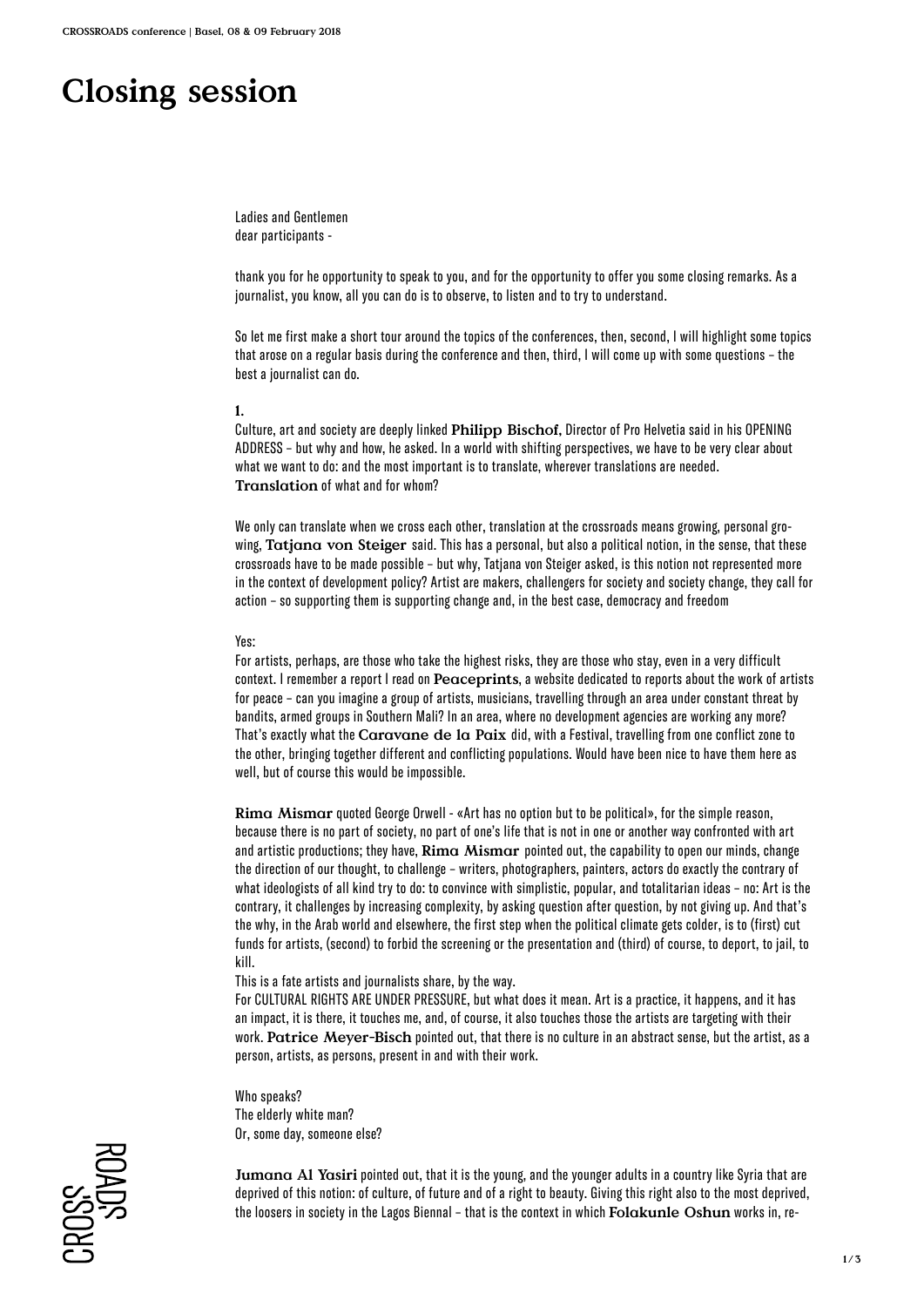# Closing session

Ladies and Gentlemen
dear participants -

thank you for he opportunity to speak to you, and for the opportunity to offer you some closing remarks. As a journalist, you know, all you can do is to observe, to listen and to try to understand.

So let me first make a short tour around the topics of the conferences, then, second, I will highlight some topics that arose on a regular basis during the conference and then, third, I will come up with some questions – the best a journalist can do.

**1.**

Culture, art and society are deeply linked **Philipp Bischof**, Director of Pro Helvetia said in his OPENING ADDRESS – but why and how, he asked. In a world with shifting perspectives, we have to be very clear about what we want to do: and the most important is to translate, wherever translations are needed. **Translation** of what and for whom?

We only can translate when we cross each other, translation at the crossroads means growing, personal growing, **Tatjana von Steiger** said. This has a personal, but also a political notion, in the sense, that these crossroads have to be made possible – but why, Tatjana von Steiger asked, is this notion not represented more in the context of development policy? Artist are makers, challengers for society and society change, they call for action – so supporting them is supporting change and, in the best case, democracy and freedom

Yes:

For artists, perhaps, are those who take the highest risks, they are those who stay, even in a very difficult context. I remember a report I read on **Peaceprints**, a website dedicated to reports about the work of artists for peace – can you imagine a group of artists, musicians, travelling through an area under constant threat by bandits, armed groups in Southern Mali? In an area, where no development agencies are working any more? That's exactly what the **Caravane de la Paix** did, with a Festival, travelling from one conflict zone to the other, bringing together different and conflicting populations. Would have been nice to have them here as well, but of course this would be impossible.

**Rima Mismar** quoted George Orwell - «Art has no option but to be political», for the simple reason, because there is no part of society, no part of one's life that is not in one or another way confronted with art and artistic productions; they have, **Rima Mismar** pointed out, the capability to open our minds, change the direction of our thought, to challenge – writers, photographers, painters, actors do exactly the contrary of what ideologists of all kind try to do: to convince with simplistic, popular, and totalitarian ideas – no: Art is the contrary, it challenges by increasing complexity, by asking question after question, by not giving up. And that's the why, in the Arab world and elsewhere, the first step when the political climate gets colder, is to (first) cut funds for artists, (second) to forbid the screening or the presentation and (third) of course, to deport, to jail, to kill.

This is a fate artists and journalists share, by the way.

For CULTURAL RIGHTS ARE UNDER PRESSURE, but what does it mean. Art is a practice, it happens, and it has an impact, it is there, it touches me, and, of course, it also touches those the artists are targeting with their work. **Patrice Meyer-Bisch** pointed out, that there is no culture in an abstract sense, but the artist, as a person, artists, as persons, present in and with their work.

Who speaks?
The elderly white man?
Or, some day, someone else?

**Jumana Al Yasiri** pointed out, that it is the young, and the younger adults in a country like Syria that are deprived of this notion: of culture, of future and of a right to beauty. Giving this right also to the most deprived, the loosers in society in the Lagos Biennal – that is the context in which **Folakunle Oshun** works in, re-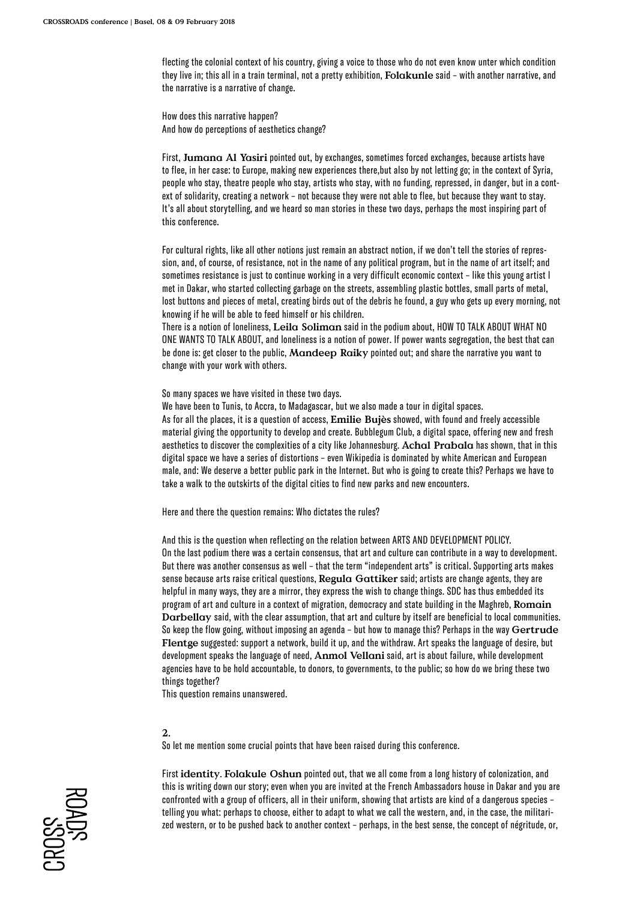flecting the colonial context of his country, giving a voice to those who do not even know unter which condition they live in; this all in a train terminal, not a pretty exhibition, **Folakunle** said – with another narrative, and the narrative is a narrative of change.

How does this narrative happen?
And how do perceptions of aesthetics change?

First, **Jumana Al Yasiri** pointed out, by exchanges, sometimes forced exchanges, because artists have to flee, in her case: to Europe, making new experiences there,but also by not letting go; in the context of Syria, people who stay, theatre people who stay, artists who stay, with no funding, repressed, in danger, but in a context of solidarity, creating a network – not because they were not able to flee, but because they want to stay. It's all about storytelling, and we heard so man stories in these two days, perhaps the most inspiring part of this conference.

For cultural rights, like all other notions just remain an abstract notion, if we don't tell the stories of repression, and, of course, of resistance, not in the name of any political program, but in the name of art itself; and sometimes resistance is just to continue working in a very difficult economic context – like this young artist I met in Dakar, who started collecting garbage on the streets, assembling plastic bottles, small parts of metal, lost buttons and pieces of metal, creating birds out of the debris he found, a guy who gets up every morning, not knowing if he will be able to feed himself or his children.
There is a notion of loneliness, **Leila Soliman** said in the podium about, HOW TO TALK ABOUT WHAT NO ONE WANTS TO TALK ABOUT, and loneliness is a notion of power. If power wants segregation, the best that can be done is: get closer to the public, **Mandeep Raiky** pointed out; and share the narrative you want to change with your work with others.

So many spaces we have visited in these two days.
We have been to Tunis, to Accra, to Madagascar, but we also made a tour in digital spaces.
As for all the places, it is a question of access, **Emilie Bujès** showed, with found and freely accessible material giving the opportunity to develop and create. Bubblegum Club, a digital space, offering new and fresh aesthetics to discover the complexities of a city like Johannesburg. **Achal Prabala** has shown, that in this digital space we have a series of distortions – even Wikipedia is dominated by white American and European male, and: We deserve a better public park in the Internet. But who is going to create this? Perhaps we have to take a walk to the outskirts of the digital cities to find new parks and new encounters.

Here and there the question remains: Who dictates the rules?

And this is the question when reflecting on the relation between ARTS AND DEVELOPMENT POLICY.
On the last podium there was a certain consensus, that art and culture can contribute in a way to development. But there was another consensus as well – that the term "independent arts" is critical. Supporting arts makes sense because arts raise critical questions, **Regula Gattiker** said; artists are change agents, they are helpful in many ways, they are a mirror, they express the wish to change things. SDC has thus embedded its program of art and culture in a context of migration, democracy and state building in the Maghreb, **Romain Darbellay** said, with the clear assumption, that art and culture by itself are beneficial to local communities. So keep the flow going, without imposing an agenda – but how to manage this? Perhaps in the way **Gertrude Flentge** suggested: support a network, build it up, and the withdraw. Art speaks the language of desire, but development speaks the language of need, **Anmol Vellani** said, art is about failure, while development agencies have to be hold accountable, to donors, to governments, to the public; so how do we bring these two things together?
This question remains unanswered.

**2.**
So let me mention some crucial points that have been raised during this conference.

First **identity**. **Folakule Oshun** pointed out, that we all come from a long history of colonization, and this is writing down our story; even when you are invited at the French Ambassadors house in Dakar and you are confronted with a group of officers, all in their uniform, showing that artists are kind of a dangerous species – telling you what: perhaps to choose, either to adapt to what we call the western, and, in the case, the militarized western, or to be pushed back to another context – perhaps, in the best sense, the concept of négritude, or,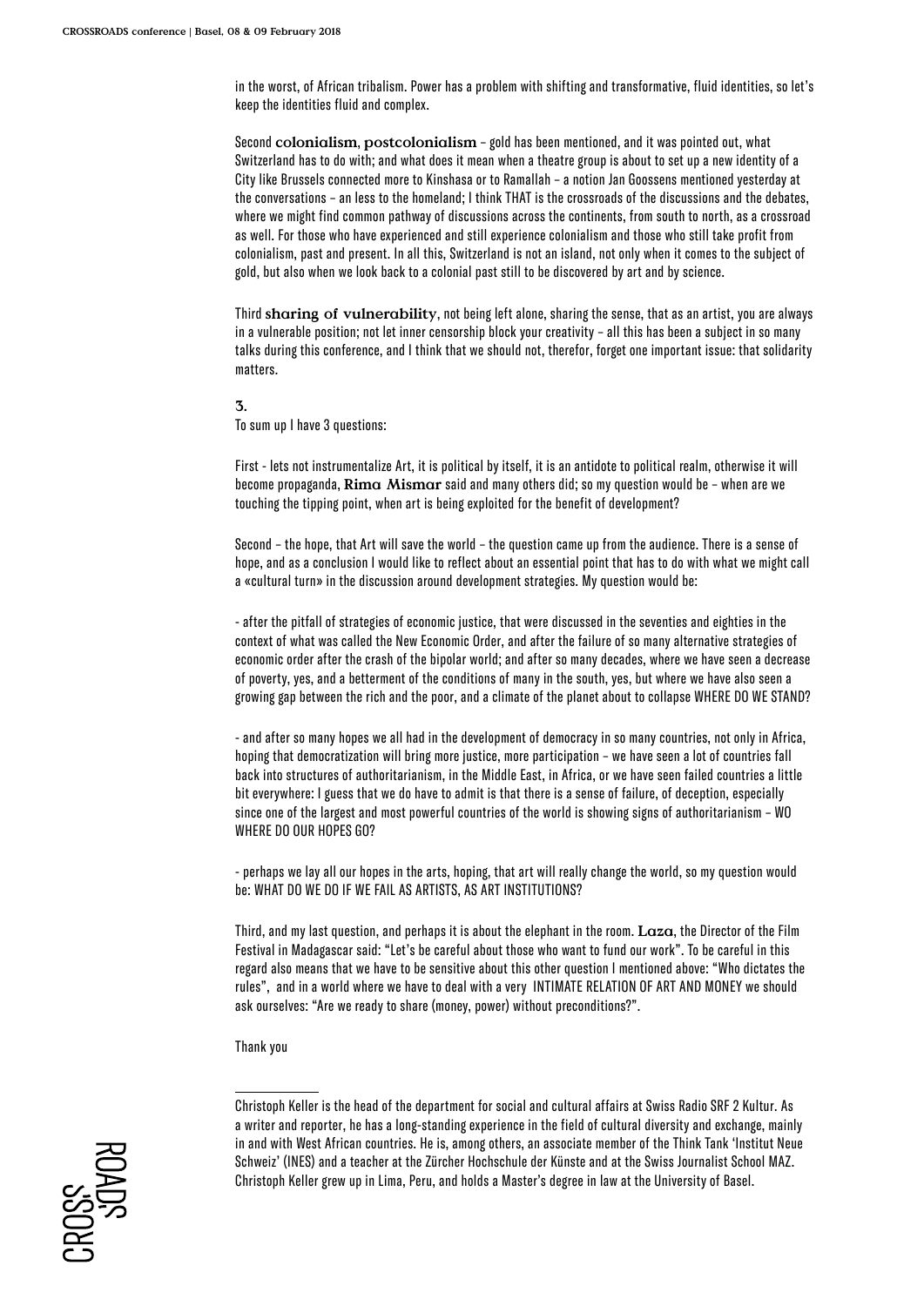in the worst, of African tribalism. Power has a problem with shifting and transformative, fluid identities, so let's keep the identities fluid and complex.

Second **colonialism, postcolonialism** – gold has been mentioned, and it was pointed out, what Switzerland has to do with; and what does it mean when a theatre group is about to set up a new identity of a City like Brussels connected more to Kinshasa or to Ramallah – an less to the homeland; I think THAT is the crossroads of the discussions and the debates, where we might find common pathway of discussions across the continents, from south to north, as a crossroad as well. For those who have experienced and still experience colonialism and those who still take profit from colonialism, past and present. In all this, Switzerland is not an island, not only when it comes to the subject of gold, but also when we look back to a colonial past still to be discovered by art and by science.

Third **sharing of vulnerability**, not being left alone, sharing the sense, that as an artist, you are always in a vulnerable position; not let inner censorship block your creativity – all this has been a subject in so many talks during this conference, and I think that we should not, therefor, forget one important issue: that solidarity matters.

**3.**

To sum up I have 3 questions:

First - lets not instrumentalize Art, it is political by itself, it is an antidote to political realm, otherwise it will become propaganda, **Rima Mismar** said and many others did; so my question would be – when are we touching the tipping point, when art is being exploited for the benefit of development?

Second – the hope, that Art will save the world – the question came up from the audience. There is a sense of hope, and as a conclusion I would like to reflect about an essential point that has to do with what we might call a «cultural turn» in the discussion around development strategies. My question would be:

- after the pitfall of strategies of economic justice, that were discussed in the seventies and eighties in the context of what was called the New Economic Order, and after the failure of so many alternative strategies of economic order after the crash of the bipolar world; and after so many decades, where we have seen a decrease of poverty, yes, and a betterment of the conditions of many in the south, yes, but where we have also seen a growing gap between the rich and the poor, and a climate of the planet about to collapse WHERE DO WE STAND?

- and after so many hopes we all had in the development of democracy in so many countries, not only in Africa, hoping that democratization will bring more justice, more participation – we have seen a lot of countries fall back into structures of authoritarianism, in the Middle East, in Africa, or we have seen failed countries a little bit everywhere: I guess that we do have to admit is that there is a sense of failure, of deception, especially since one of the largest and most powerful countries of the world is showing signs of authoritarianism – WO WHERE DO OUR HOPES GO?

- perhaps we lay all our hopes in the arts, hoping, that art will really change the world, so my question would be: WHAT DO WE DO IF WE FAIL AS ARTISTS, AS ART INSTITUTIONS?

Third, and my last question, and perhaps it is about the elephant in the room. **Laza**, the Director of the Film Festival in Madagascar said: "Let's be careful about those who want to fund our work". To be careful in this regard also means that we have to be sensitive about this other question I mentioned above: "Who dictates the rules", and in a world where we have to deal with a very INTIMATE RELATION OF ART AND MONEY we should ask ourselves: "Are we ready to share (money, power) without preconditions?".

Thank you

---

Christoph Keller is the head of the department for social and cultural affairs at Swiss Radio SRF 2 Kultur. As a writer and reporter, he has a long-standing experience in the field of cultural diversity and exchange, mainly in and with West African countries. He is, among others, an associate member of the Think Tank 'Institut Neue Schweiz' (INES) and a teacher at the Zürcher Hochschule der Künste and at the Swiss Journalist School MAZ. Christoph Keller grew up in Lima, Peru, and holds a Master's degree in law at the University of Basel.